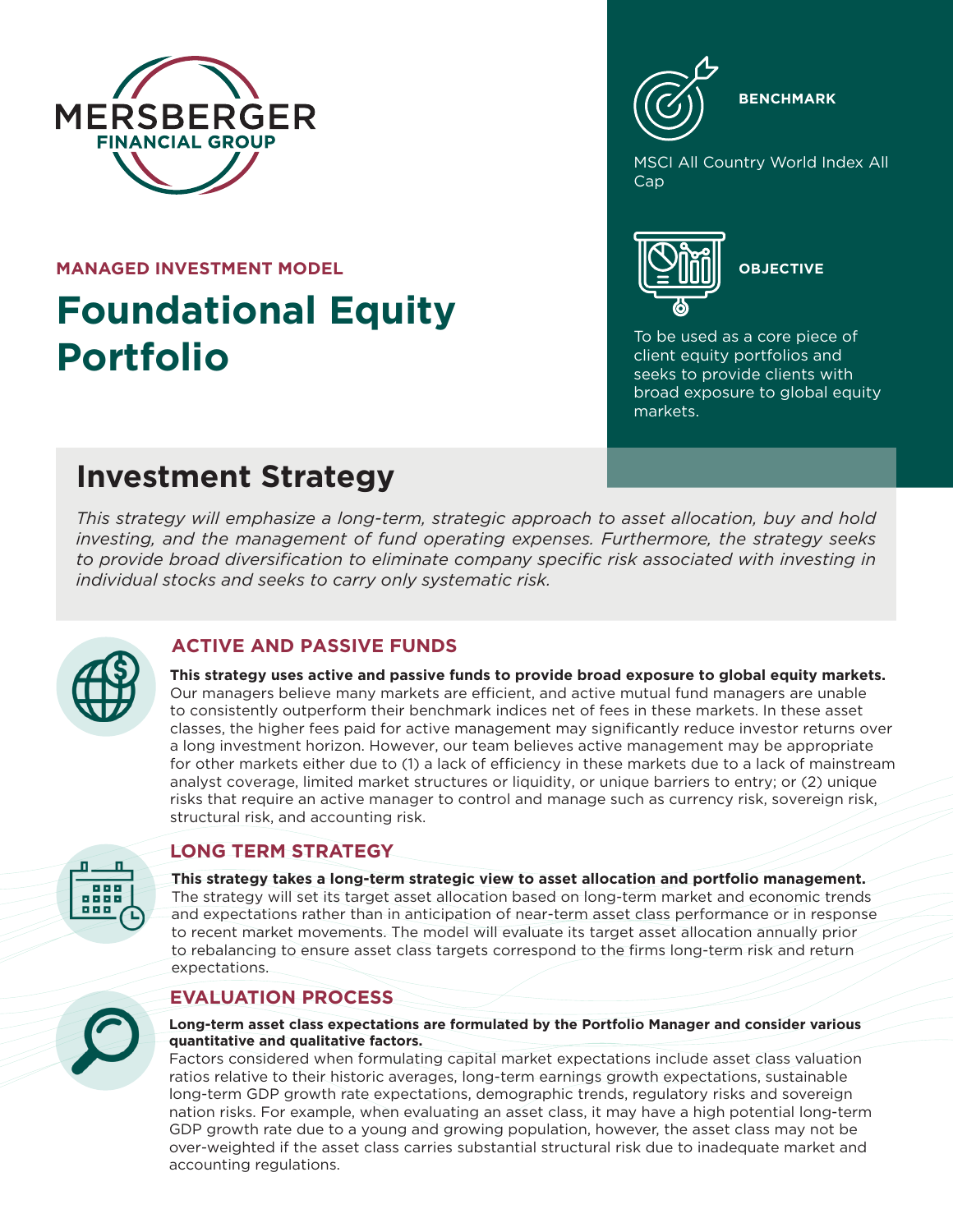MERSBERGER FINANCIAL GROUP

MANAGED INVESTMENT MODEL

# Foundational Equity Portfolio

**BENCHMARK**

MSCI All Country World Index All Cap

**OBJECTIVE**

To be used as a core piece of client equity portfolios and seeks to provide clients with broad exposure to global equity markets.

## Investment Strategy

*This strategy will emphasize a long-term, strategic approach to asset allocation, buy and hold investing, and the management of fund operating expenses. Furthermore, the strategy seeks to provide broad diversification to eliminate company specific risk associated with investing in individual stocks and seeks to carry only systematic risk.*

### ACTIVE AND PASSIVE FUNDS

**This strategy uses active and passive funds to provide broad exposure to global equity markets.** Our managers believe many markets are efficient, and active mutual fund managers are unable to consistently outperform their benchmark indices net of fees in these markets. In these asset classes, the higher fees paid for active management may significantly reduce investor returns over a long investment horizon. However, our team believes active management may be appropriate for other markets either due to (1) a lack of efficiency in these markets due to a lack of mainstream analyst coverage, limited market structures or liquidity, or unique barriers to entry; or (2) unique risks that require an active manager to control and manage such as currency risk, sovereign risk, structural risk, and accounting risk.

### LONG TERM STRATEGY

**This strategy takes a long-term strategic view to asset allocation and portfolio management.** The strategy will set its target asset allocation based on long-term market and economic trends and expectations rather than in anticipation of near-term asset class performance or in response to recent market movements. The model will evaluate its target asset allocation annually prior to rebalancing to ensure asset class targets correspond to the firms long-term risk and return expectations.

### EVALUATION PROCESS

**Long-term asset class expectations are formulated by the Portfolio Manager and consider various quantitative and qualitative factors.**
Factors considered when formulating capital market expectations include asset class valuation ratios relative to their historic averages, long-term earnings growth expectations, sustainable long-term GDP growth rate expectations, demographic trends, regulatory risks and sovereign nation risks. For example, when evaluating an asset class, it may have a high potential long-term GDP growth rate due to a young and growing population, however, the asset class may not be over-weighted if the asset class carries substantial structural risk due to inadequate market and accounting regulations.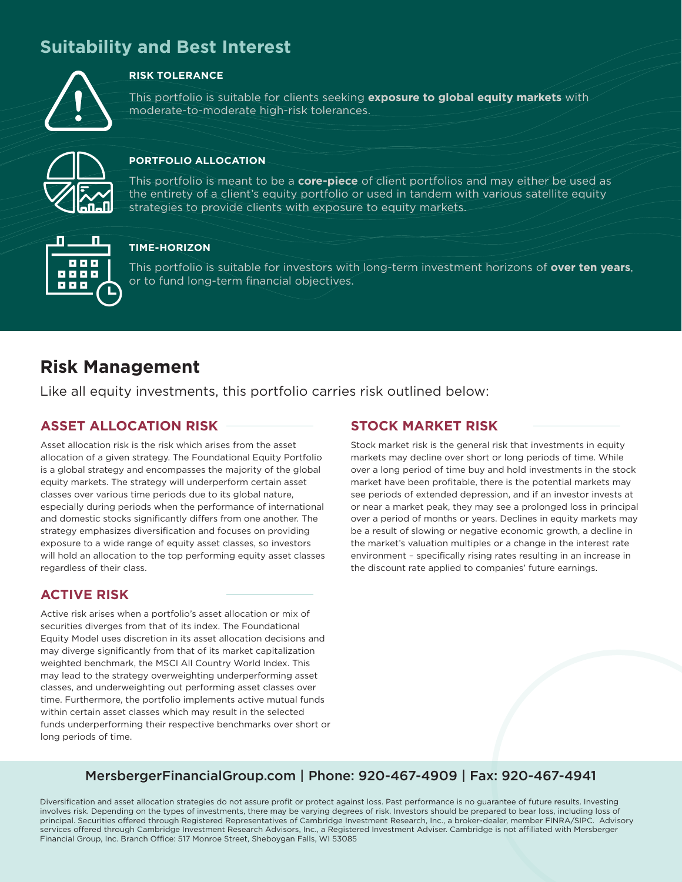## Suitability and Best Interest

### RISK TOLERANCE

This portfolio is suitable for clients seeking **exposure to global equity markets** with moderate-to-moderate high-risk tolerances.

### PORTFOLIO ALLOCATION

This portfolio is meant to be a **core-piece** of client portfolios and may either be used as the entirety of a client's equity portfolio or used in tandem with various satellite equity strategies to provide clients with exposure to equity markets.

### TIME-HORIZON

This portfolio is suitable for investors with long-term investment horizons of **over ten years**, or to fund long-term financial objectives.

## Risk Management

Like all equity investments, this portfolio carries risk outlined below:

### ASSET ALLOCATION RISK

Asset allocation risk is the risk which arises from the asset allocation of a given strategy. The Foundational Equity Portfolio is a global strategy and encompasses the majority of the global equity markets. The strategy will underperform certain asset classes over various time periods due to its global nature, especially during periods when the performance of international and domestic stocks significantly differs from one another. The strategy emphasizes diversification and focuses on providing exposure to a wide range of equity asset classes, so investors will hold an allocation to the top performing equity asset classes regardless of their class.

### ACTIVE RISK

Active risk arises when a portfolio's asset allocation or mix of securities diverges from that of its index. The Foundational Equity Model uses discretion in its asset allocation decisions and may diverge significantly from that of its market capitalization weighted benchmark, the MSCI All Country World Index. This may lead to the strategy overweighting underperforming asset classes, and underweighting out performing asset classes over time. Furthermore, the portfolio implements active mutual funds within certain asset classes which may result in the selected funds underperforming their respective benchmarks over short or long periods of time.

### STOCK MARKET RISK

Stock market risk is the general risk that investments in equity markets may decline over short or long periods of time. While over a long period of time buy and hold investments in the stock market have been profitable, there is the potential markets may see periods of extended depression, and if an investor invests at or near a market peak, they may see a prolonged loss in principal over a period of months or years. Declines in equity markets may be a result of slowing or negative economic growth, a decline in the market's valuation multiples or a change in the interest rate environment – specifically rising rates resulting in an increase in the discount rate applied to companies' future earnings.

MersbergerFinancialGroup.com | Phone: 920-467-4909 | Fax: 920-467-4941

Diversification and asset allocation strategies do not assure profit or protect against loss. Past performance is no guarantee of future results. Investing involves risk. Depending on the types of investments, there may be varying degrees of risk. Investors should be prepared to bear loss, including loss of principal. Securities offered through Registered Representatives of Cambridge Investment Research, Inc., a broker-dealer, member FINRA/SIPC. Advisory services offered through Cambridge Investment Research Advisors, Inc., a Registered Investment Adviser. Cambridge is not affiliated with Mersberger Financial Group, Inc. Branch Office: 517 Monroe Street, Sheboygan Falls, WI 53085